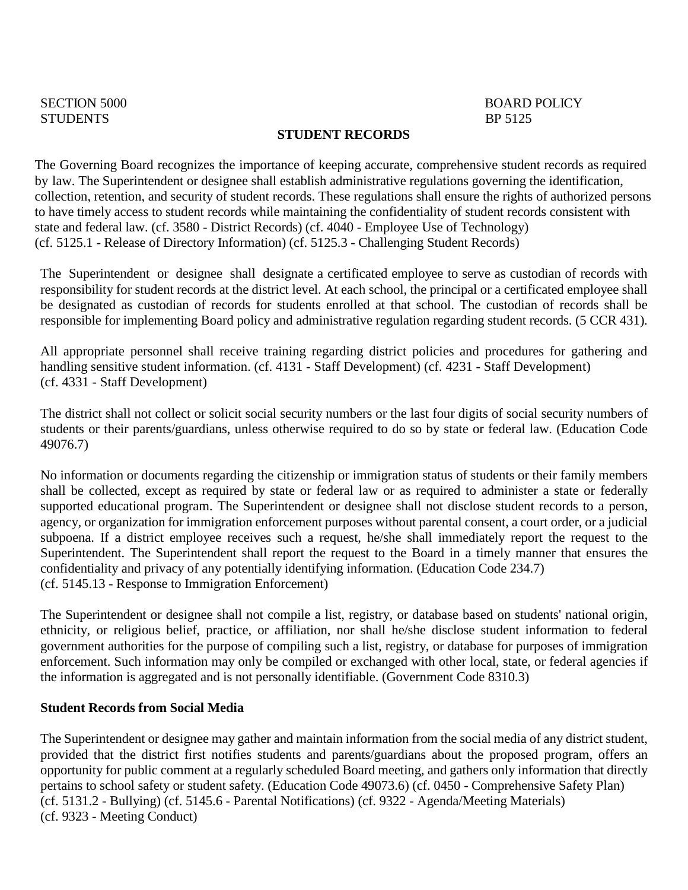SECTION 5000
STUDENTS

BOARD POLICY
BP 5125

# STUDENT RECORDS

The Governing Board recognizes the importance of keeping accurate, comprehensive student records as required by law. The Superintendent or designee shall establish administrative regulations governing the identification, collection, retention, and security of student records. These regulations shall ensure the rights of authorized persons to have timely access to student records while maintaining the confidentiality of student records consistent with state and federal law. (cf. 3580 - District Records) (cf. 4040 - Employee Use of Technology) (cf. 5125.1 - Release of Directory Information) (cf. 5125.3 - Challenging Student Records)

The Superintendent or designee shall designate a certificated employee to serve as custodian of records with responsibility for student records at the district level. At each school, the principal or a certificated employee shall be designated as custodian of records for students enrolled at that school. The custodian of records shall be responsible for implementing Board policy and administrative regulation regarding student records. (5 CCR 431).

All appropriate personnel shall receive training regarding district policies and procedures for gathering and handling sensitive student information. (cf. 4131 - Staff Development) (cf. 4231 - Staff Development) (cf. 4331 - Staff Development)

The district shall not collect or solicit social security numbers or the last four digits of social security numbers of students or their parents/guardians, unless otherwise required to do so by state or federal law. (Education Code 49076.7)

No information or documents regarding the citizenship or immigration status of students or their family members shall be collected, except as required by state or federal law or as required to administer a state or federally supported educational program. The Superintendent or designee shall not disclose student records to a person, agency, or organization for immigration enforcement purposes without parental consent, a court order, or a judicial subpoena. If a district employee receives such a request, he/she shall immediately report the request to the Superintendent. The Superintendent shall report the request to the Board in a timely manner that ensures the confidentiality and privacy of any potentially identifying information. (Education Code 234.7) (cf. 5145.13 - Response to Immigration Enforcement)

The Superintendent or designee shall not compile a list, registry, or database based on students' national origin, ethnicity, or religious belief, practice, or affiliation, nor shall he/she disclose student information to federal government authorities for the purpose of compiling such a list, registry, or database for purposes of immigration enforcement. Such information may only be compiled or exchanged with other local, state, or federal agencies if the information is aggregated and is not personally identifiable. (Government Code 8310.3)

**Student Records from Social Media**

The Superintendent or designee may gather and maintain information from the social media of any district student, provided that the district first notifies students and parents/guardians about the proposed program, offers an opportunity for public comment at a regularly scheduled Board meeting, and gathers only information that directly pertains to school safety or student safety. (Education Code 49073.6) (cf. 0450 - Comprehensive Safety Plan) (cf. 5131.2 - Bullying) (cf. 5145.6 - Parental Notifications) (cf. 9322 - Agenda/Meeting Materials) (cf. 9323 - Meeting Conduct)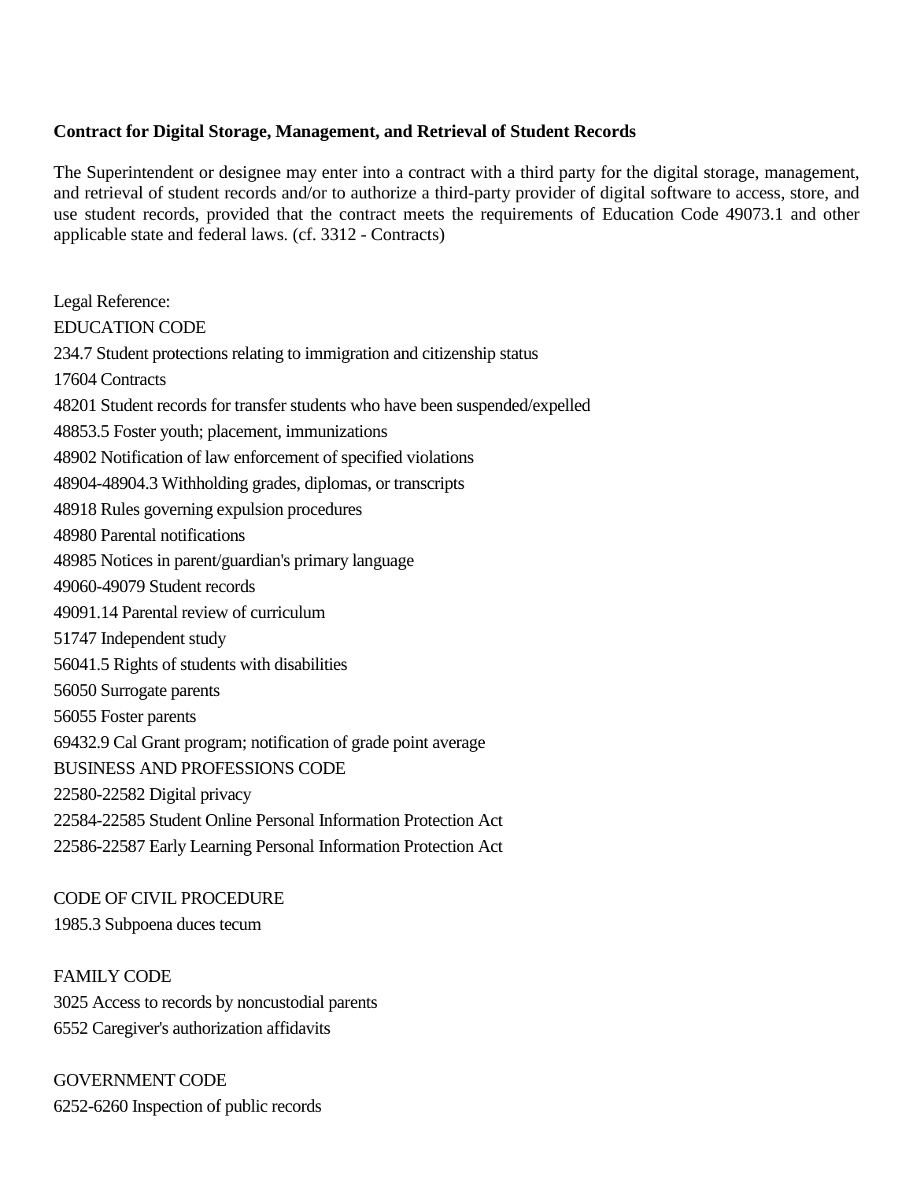**Contract for Digital Storage, Management, and Retrieval of Student Records**

The Superintendent or designee may enter into a contract with a third party for the digital storage, management, and retrieval of student records and/or to authorize a third-party provider of digital software to access, store, and use student records, provided that the contract meets the requirements of Education Code 49073.1 and other applicable state and federal laws. (cf. 3312 - Contracts)

Legal Reference:

EDUCATION CODE

234.7 Student protections relating to immigration and citizenship status

17604 Contracts

48201 Student records for transfer students who have been suspended/expelled

48853.5 Foster youth; placement, immunizations

48902 Notification of law enforcement of specified violations

48904-48904.3 Withholding grades, diplomas, or transcripts

48918 Rules governing expulsion procedures

48980 Parental notifications

48985 Notices in parent/guardian's primary language

49060-49079 Student records

49091.14 Parental review of curriculum

51747 Independent study

56041.5 Rights of students with disabilities

56050 Surrogate parents

56055 Foster parents

69432.9 Cal Grant program; notification of grade point average

BUSINESS AND PROFESSIONS CODE

22580-22582 Digital privacy

22584-22585 Student Online Personal Information Protection Act

22586-22587 Early Learning Personal Information Protection Act

CODE OF CIVIL PROCEDURE

1985.3 Subpoena duces tecum

FAMILY CODE

3025 Access to records by noncustodial parents

6552 Caregiver's authorization affidavits

GOVERNMENT CODE

6252-6260 Inspection of public records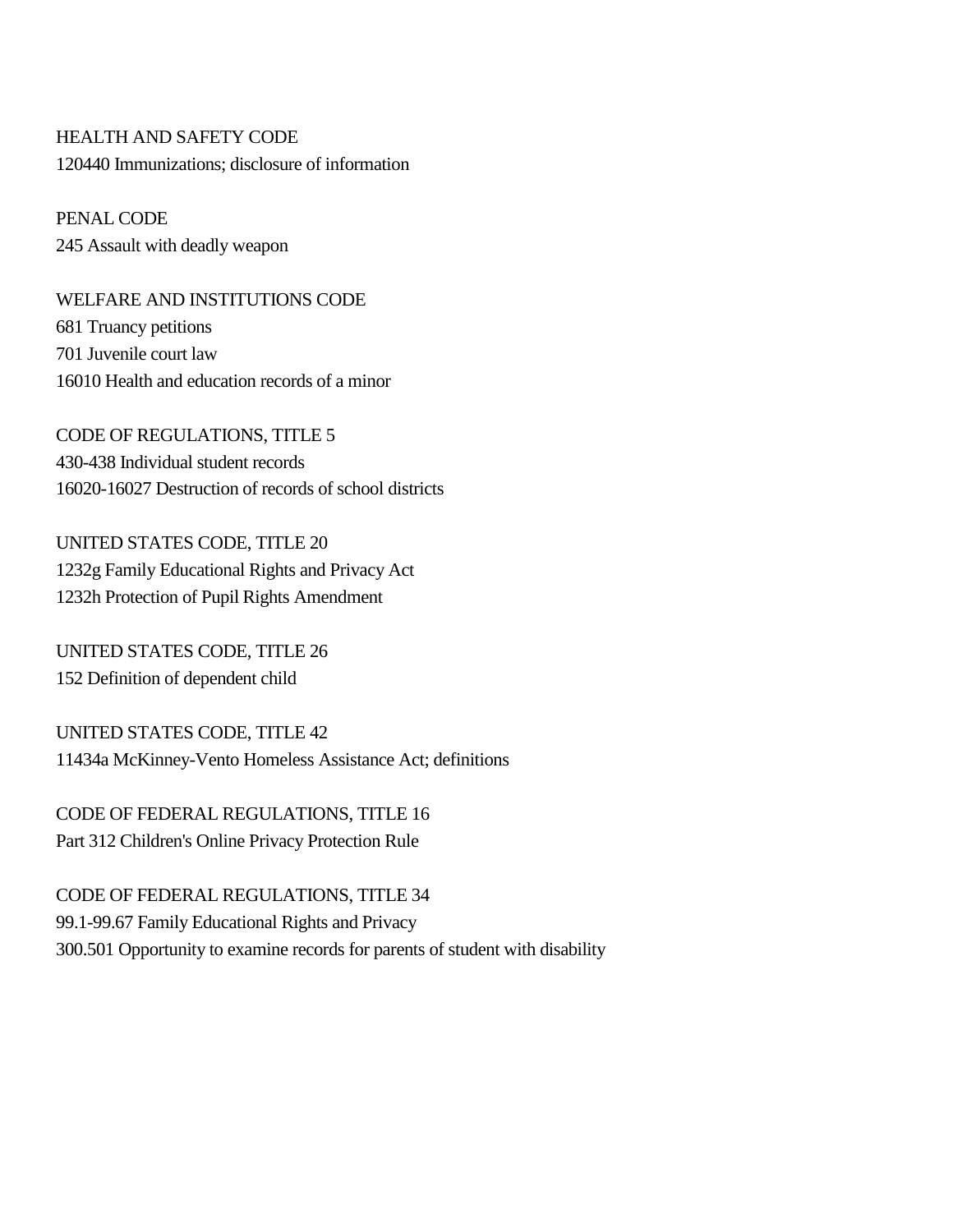HEALTH AND SAFETY CODE
120440 Immunizations; disclosure of information

PENAL CODE
245 Assault with deadly weapon

WELFARE AND INSTITUTIONS CODE
681 Truancy petitions
701 Juvenile court law
16010 Health and education records of a minor

CODE OF REGULATIONS, TITLE 5
430-438 Individual student records
16020-16027 Destruction of records of school districts

UNITED STATES CODE, TITLE 20
1232g Family Educational Rights and Privacy Act
1232h Protection of Pupil Rights Amendment

UNITED STATES CODE, TITLE 26
152 Definition of dependent child

UNITED STATES CODE, TITLE 42
11434a McKinney-Vento Homeless Assistance Act; definitions

CODE OF FEDERAL REGULATIONS, TITLE 16
Part 312 Children's Online Privacy Protection Rule

CODE OF FEDERAL REGULATIONS, TITLE 34
99.1-99.67 Family Educational Rights and Privacy
300.501 Opportunity to examine records for parents of student with disability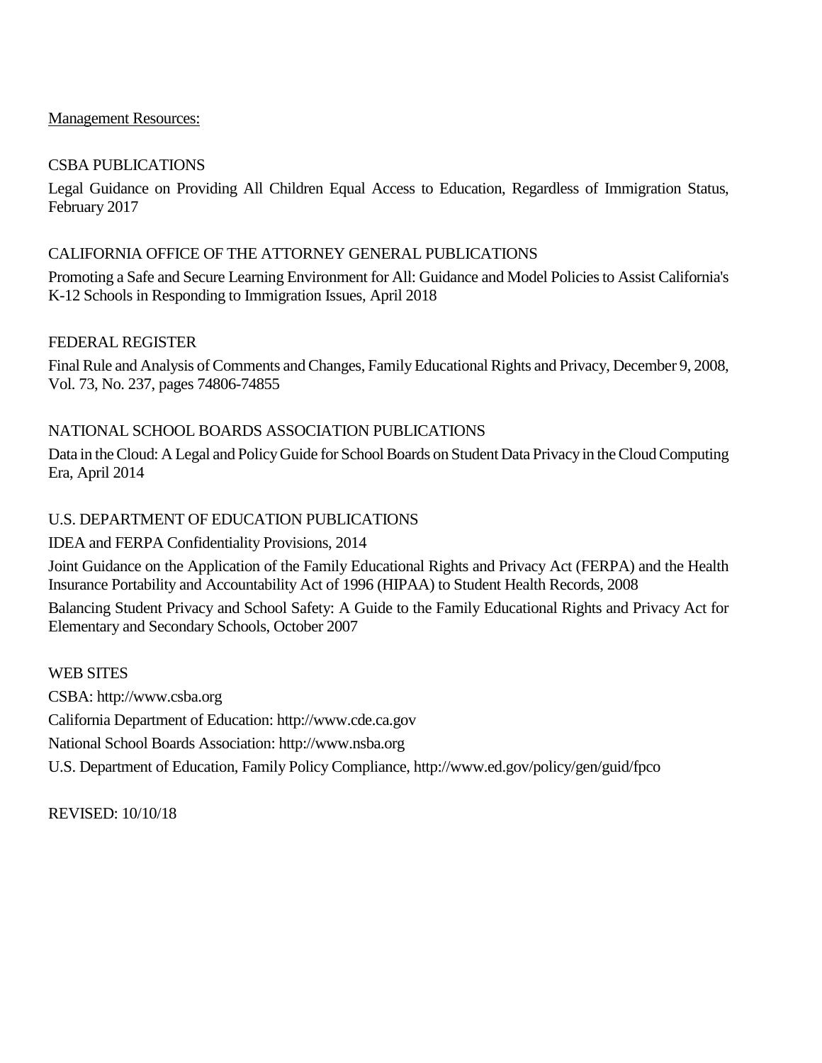Management Resources:

CSBA PUBLICATIONS

Legal Guidance on Providing All Children Equal Access to Education, Regardless of Immigration Status, February 2017

CALIFORNIA OFFICE OF THE ATTORNEY GENERAL PUBLICATIONS

Promoting a Safe and Secure Learning Environment for All: Guidance and Model Policies to Assist California's K-12 Schools in Responding to Immigration Issues, April 2018

FEDERAL REGISTER

Final Rule and Analysis of Comments and Changes, Family Educational Rights and Privacy, December 9, 2008, Vol. 73, No. 237, pages 74806-74855

NATIONAL SCHOOL BOARDS ASSOCIATION PUBLICATIONS

Data in the Cloud: A Legal and Policy Guide for School Boards on Student Data Privacy in the Cloud Computing Era, April 2014

U.S. DEPARTMENT OF EDUCATION PUBLICATIONS

IDEA and FERPA Confidentiality Provisions, 2014

Joint Guidance on the Application of the Family Educational Rights and Privacy Act (FERPA) and the Health Insurance Portability and Accountability Act of 1996 (HIPAA) to Student Health Records, 2008

Balancing Student Privacy and School Safety: A Guide to the Family Educational Rights and Privacy Act for Elementary and Secondary Schools, October 2007

WEB SITES

CSBA: http://www.csba.org

California Department of Education: http://www.cde.ca.gov

National School Boards Association: http://www.nsba.org

U.S. Department of Education, Family Policy Compliance, http://www.ed.gov/policy/gen/guid/fpco

REVISED: 10/10/18